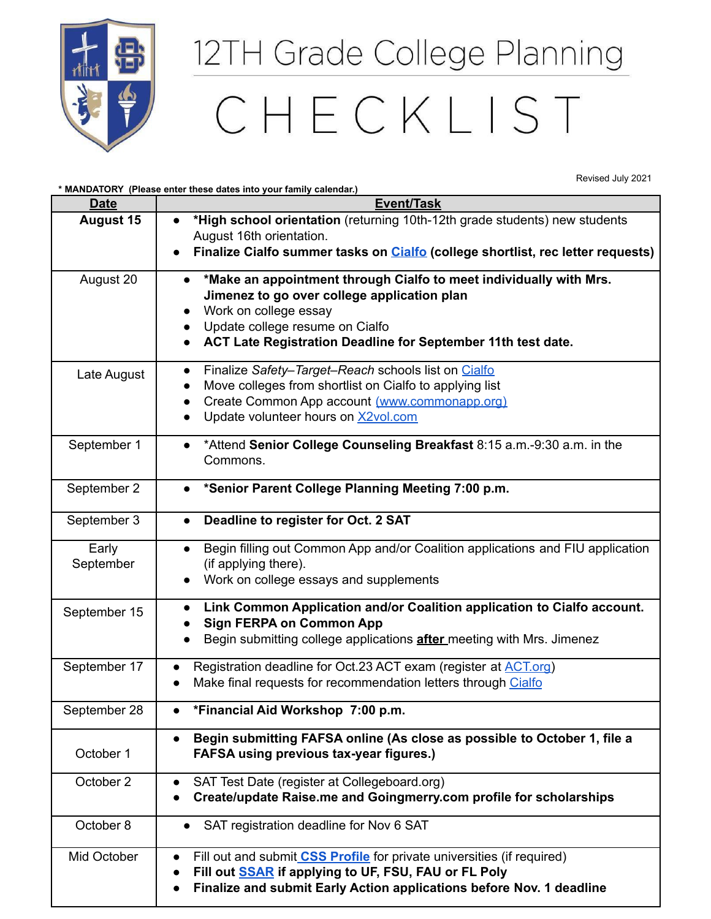# 12TH Grade College Planning

# CHECKLIST

Revised July 2021

**\* MANDATORY (Please enter these dates into your family calendar.)**

| Date | Event/Task |
|---|---|
| **August 15** | • **\*High school orientation** (returning 10th-12th grade students) new students August 16th orientation.<br>• **Finalize Cialfo summer tasks on Cialfo (college shortlist, rec letter requests)** |
| August 20 | • **\*Make an appointment through Cialfo to meet individually with Mrs. Jimenez to go over college application plan**<br>• Work on college essay<br>• Update college resume on Cialfo<br>• **ACT Late Registration Deadline for September 11th test date.** |
| Late August | • Finalize *Safety–Target–Reach* schools list on Cialfo<br>• Move colleges from shortlist on Cialfo to applying list<br>• Create Common App account (www.commonapp.org)<br>• Update volunteer hours on X2vol.com |
| September 1 | • \*Attend **Senior College Counseling Breakfast** 8:15 a.m.-9:30 a.m. in the Commons. |
| September 2 | • **\*Senior Parent College Planning Meeting 7:00 p.m.** |
| September 3 | • **Deadline to register for Oct. 2 SAT** |
| Early September | • Begin filling out Common App and/or Coalition applications and FIU application (if applying there).<br>• Work on college essays and supplements |
| September 15 | • **Link Common Application and/or Coalition application to Cialfo account.**<br>• **Sign FERPA on Common App**<br>• Begin submitting college applications **after** meeting with Mrs. Jimenez |
| September 17 | • Registration deadline for Oct.23 ACT exam (register at ACT.org)<br>• Make final requests for recommendation letters through Cialfo |
| September 28 | • **\*Financial Aid Workshop 7:00 p.m.** |
| October 1 | • **Begin submitting FAFSA online (As close as possible to October 1, file a FAFSA using previous tax-year figures.)** |
| October 2 | • SAT Test Date (register at Collegeboard.org)<br>• **Create/update Raise.me and Goingmerry.com profile for scholarships** |
| October 8 | • SAT registration deadline for Nov 6 SAT |
| Mid October | • Fill out and submit **CSS Profile** for private universities (if required)<br>• **Fill out SSAR if applying to UF, FSU, FAU or FL Poly**<br>• **Finalize and submit Early Action applications before Nov. 1 deadline** |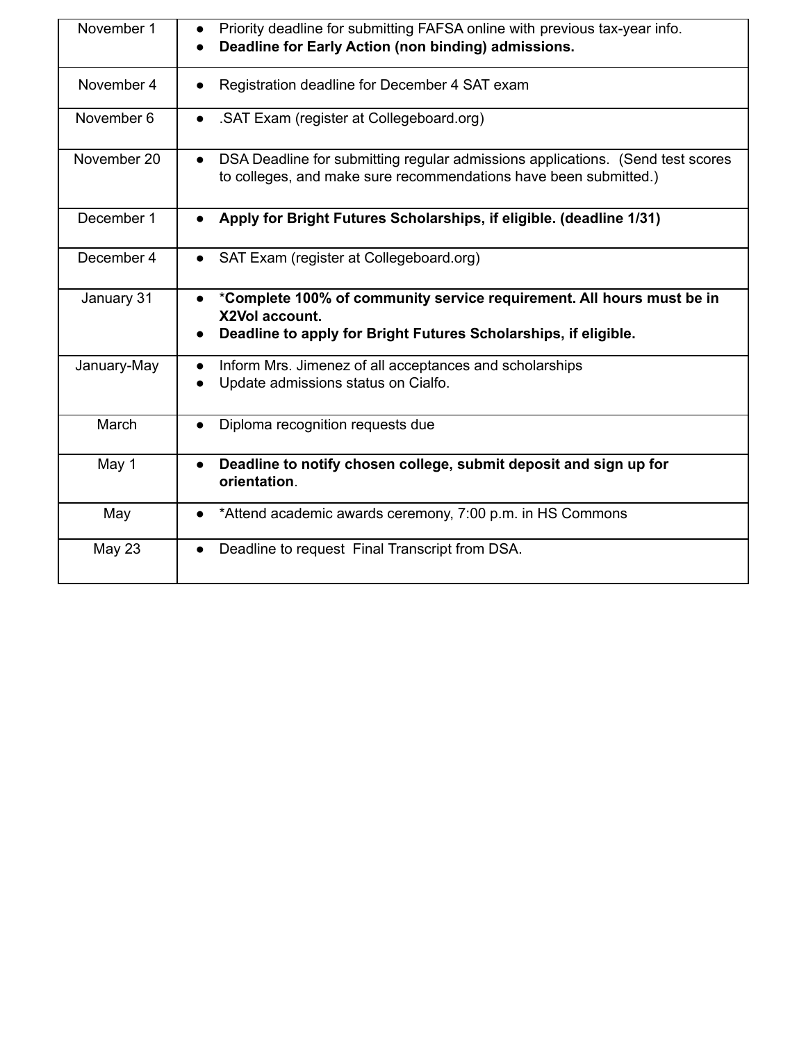| | |
|---|---|
| November 1 | • Priority deadline for submitting FAFSA online with previous tax-year info.<br>• **Deadline for Early Action (non binding) admissions.** |
| November 4 | • Registration deadline for December 4 SAT exam |
| November 6 | • .SAT Exam (register at Collegeboard.org) |
| November 20 | • DSA Deadline for submitting regular admissions applications. (Send test scores to colleges, and make sure recommendations have been submitted.) |
| December 1 | • **Apply for Bright Futures Scholarships, if eligible. (deadline 1/31)** |
| December 4 | • SAT Exam (register at Collegeboard.org) |
| January 31 | • ***Complete 100% of community service requirement. All hours must be in X2Vol account.**<br>• **Deadline to apply for Bright Futures Scholarships, if eligible.** |
| January-May | • Inform Mrs. Jimenez of all acceptances and scholarships<br>• Update admissions status on Cialfo. |
| March | • Diploma recognition requests due |
| May 1 | • **Deadline to notify chosen college, submit deposit and sign up for orientation**. |
| May | • *Attend academic awards ceremony, 7:00 p.m. in HS Commons |
| May 23 | • Deadline to request Final Transcript from DSA. |